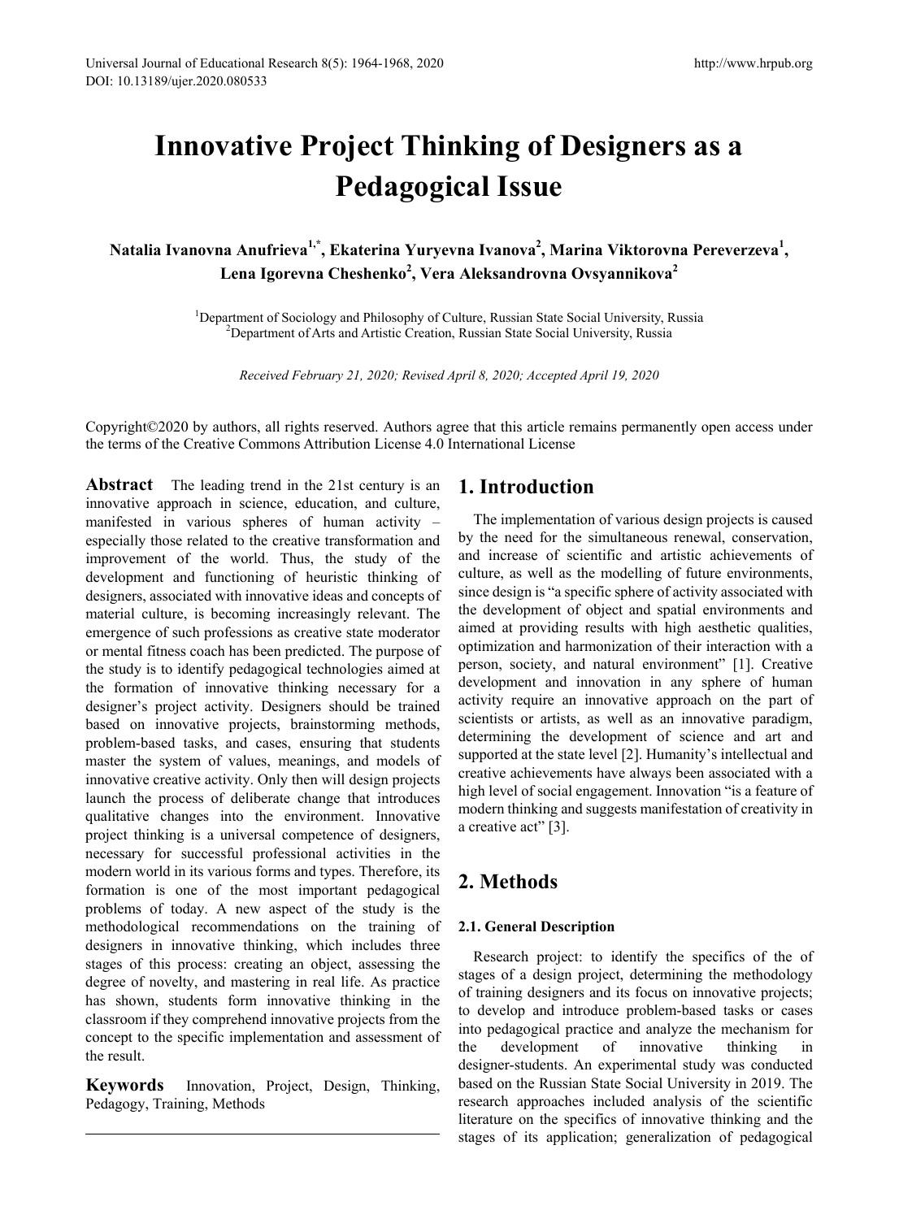# Innovative Project Thinking of Designers as a Pedagogical Issue

**Natalia Ivanovna Anufrieva[1,*], Ekaterina Yuryevna Ivanova[2], Marina Viktorovna Pereverzeva[1], Lena Igorevna Cheshenko[2], Vera Aleksandrovna Ovsyannikova[2]**

[1]Department of Sociology and Philosophy of Culture, Russian State Social University, Russia
[2]Department of Arts and Artistic Creation, Russian State Social University, Russia

*Received February 21, 2020; Revised April 8, 2020; Accepted April 19, 2020*

Copyright©2020 by authors, all rights reserved. Authors agree that this article remains permanently open access under the terms of the Creative Commons Attribution License 4.0 International License

**Abstract** The leading trend in the 21st century is an innovative approach in science, education, and culture, manifested in various spheres of human activity – especially those related to the creative transformation and improvement of the world. Thus, the study of the development and functioning of heuristic thinking of designers, associated with innovative ideas and concepts of material culture, is becoming increasingly relevant. The emergence of such professions as creative state moderator or mental fitness coach has been predicted. The purpose of the study is to identify pedagogical technologies aimed at the formation of innovative thinking necessary for a designer's project activity. Designers should be trained based on innovative projects, brainstorming methods, problem-based tasks, and cases, ensuring that students master the system of values, meanings, and models of innovative creative activity. Only then will design projects launch the process of deliberate change that introduces qualitative changes into the environment. Innovative project thinking is a universal competence of designers, necessary for successful professional activities in the modern world in its various forms and types. Therefore, its formation is one of the most important pedagogical problems of today. A new aspect of the study is the methodological recommendations on the training of designers in innovative thinking, which includes three stages of this process: creating an object, assessing the degree of novelty, and mastering in real life. As practice has shown, students form innovative thinking in the classroom if they comprehend innovative projects from the concept to the specific implementation and assessment of the result.

**Keywords** Innovation, Project, Design, Thinking, Pedagogy, Training, Methods

## 1. Introduction

The implementation of various design projects is caused by the need for the simultaneous renewal, conservation, and increase of scientific and artistic achievements of culture, as well as the modelling of future environments, since design is "a specific sphere of activity associated with the development of object and spatial environments and aimed at providing results with high aesthetic qualities, optimization and harmonization of their interaction with a person, society, and natural environment" [1]. Creative development and innovation in any sphere of human activity require an innovative approach on the part of scientists or artists, as well as an innovative paradigm, determining the development of science and art and supported at the state level [2]. Humanity's intellectual and creative achievements have always been associated with a high level of social engagement. Innovation "is a feature of modern thinking and suggests manifestation of creativity in a creative act" [3].

## 2. Methods

### 2.1. General Description

Research project: to identify the specifics of the of stages of a design project, determining the methodology of training designers and its focus on innovative projects; to develop and introduce problem-based tasks or cases into pedagogical practice and analyze the mechanism for the development of innovative thinking in designer-students. An experimental study was conducted based on the Russian State Social University in 2019. The research approaches included analysis of the scientific literature on the specifics of innovative thinking and the stages of its application; generalization of pedagogical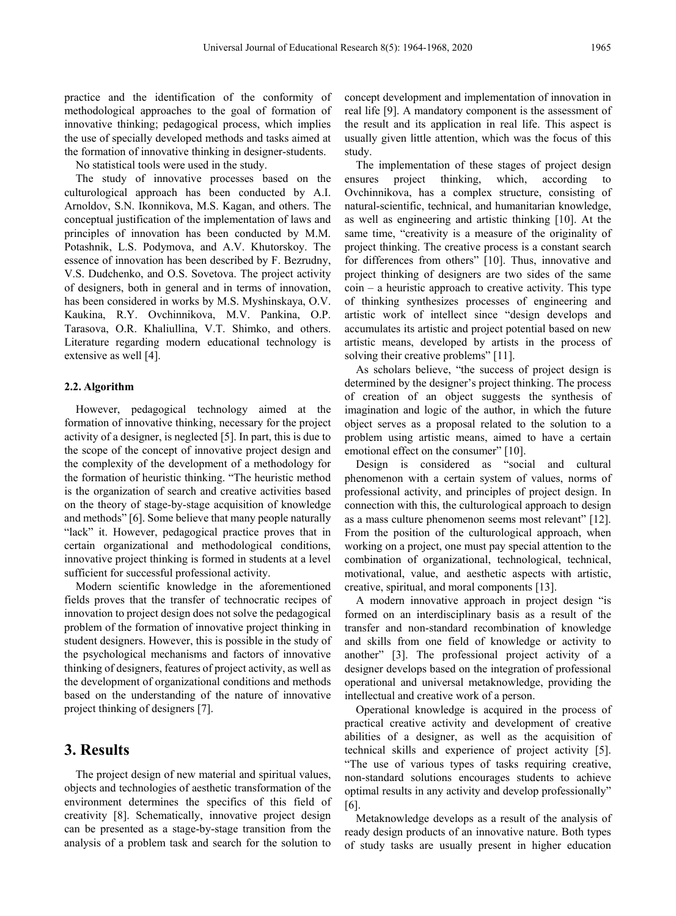practice and the identification of the conformity of methodological approaches to the goal of formation of innovative thinking; pedagogical process, which implies the use of specially developed methods and tasks aimed at the formation of innovative thinking in designer-students.

No statistical tools were used in the study.

The study of innovative processes based on the culturological approach has been conducted by A.I. Arnoldov, S.N. Ikonnikova, M.S. Kagan, and others. The conceptual justification of the implementation of laws and principles of innovation has been conducted by M.M. Potashnik, L.S. Podymova, and A.V. Khutorskoy. The essence of innovation has been described by F. Bezrudny, V.S. Dudchenko, and O.S. Sovetova. The project activity of designers, both in general and in terms of innovation, has been considered in works by M.S. Myshinskaya, O.V. Kaukina, R.Y. Ovchinnikova, M.V. Pankina, O.P. Tarasova, O.R. Khaliullina, V.T. Shimko, and others. Literature regarding modern educational technology is extensive as well [4].

### 2.2. Algorithm

However, pedagogical technology aimed at the formation of innovative thinking, necessary for the project activity of a designer, is neglected [5]. In part, this is due to the scope of the concept of innovative project design and the complexity of the development of a methodology for the formation of heuristic thinking. "The heuristic method is the organization of search and creative activities based on the theory of stage-by-stage acquisition of knowledge and methods" [6]. Some believe that many people naturally "lack" it. However, pedagogical practice proves that in certain organizational and methodological conditions, innovative project thinking is formed in students at a level sufficient for successful professional activity.

Modern scientific knowledge in the aforementioned fields proves that the transfer of technocratic recipes of innovation to project design does not solve the pedagogical problem of the formation of innovative project thinking in student designers. However, this is possible in the study of the psychological mechanisms and factors of innovative thinking of designers, features of project activity, as well as the development of organizational conditions and methods based on the understanding of the nature of innovative project thinking of designers [7].

## 3. Results

The project design of new material and spiritual values, objects and technologies of aesthetic transformation of the environment determines the specifics of this field of creativity [8]. Schematically, innovative project design can be presented as a stage-by-stage transition from the analysis of a problem task and search for the solution to concept development and implementation of innovation in real life [9]. A mandatory component is the assessment of the result and its application in real life. This aspect is usually given little attention, which was the focus of this study.

The implementation of these stages of project design ensures project thinking, which, according to Ovchinnikova, has a complex structure, consisting of natural-scientific, technical, and humanitarian knowledge, as well as engineering and artistic thinking [10]. At the same time, "creativity is a measure of the originality of project thinking. The creative process is a constant search for differences from others" [10]. Thus, innovative and project thinking of designers are two sides of the same coin – a heuristic approach to creative activity. This type of thinking synthesizes processes of engineering and artistic work of intellect since "design develops and accumulates its artistic and project potential based on new artistic means, developed by artists in the process of solving their creative problems" [11].

As scholars believe, "the success of project design is determined by the designer's project thinking. The process of creation of an object suggests the synthesis of imagination and logic of the author, in which the future object serves as a proposal related to the solution to a problem using artistic means, aimed to have a certain emotional effect on the consumer" [10].

Design is considered as "social and cultural phenomenon with a certain system of values, norms of professional activity, and principles of project design. In connection with this, the culturological approach to design as a mass culture phenomenon seems most relevant" [12]. From the position of the culturological approach, when working on a project, one must pay special attention to the combination of organizational, technological, technical, motivational, value, and aesthetic aspects with artistic, creative, spiritual, and moral components [13].

A modern innovative approach in project design "is formed on an interdisciplinary basis as a result of the transfer and non-standard recombination of knowledge and skills from one field of knowledge or activity to another" [3]. The professional project activity of a designer develops based on the integration of professional operational and universal metaknowledge, providing the intellectual and creative work of a person.

Operational knowledge is acquired in the process of practical creative activity and development of creative abilities of a designer, as well as the acquisition of technical skills and experience of project activity [5]. "The use of various types of tasks requiring creative, non-standard solutions encourages students to achieve optimal results in any activity and develop professionally" [6].

Metaknowledge develops as a result of the analysis of ready design products of an innovative nature. Both types of study tasks are usually present in higher education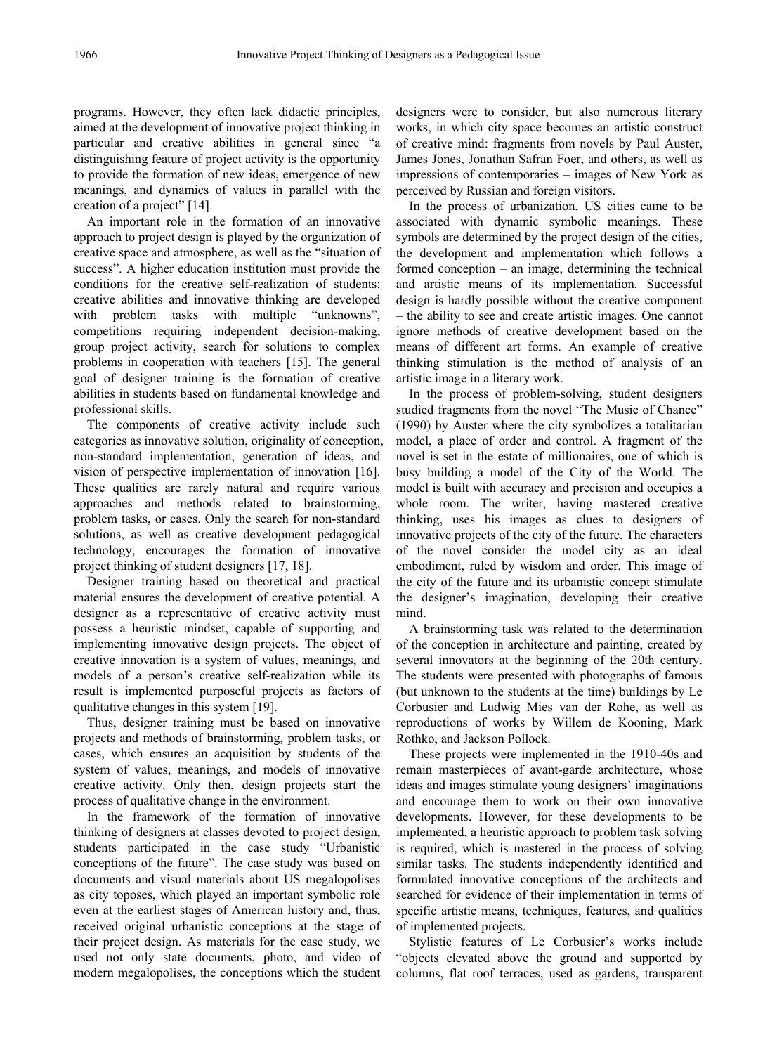programs. However, they often lack didactic principles, aimed at the development of innovative project thinking in particular and creative abilities in general since "a distinguishing feature of project activity is the opportunity to provide the formation of new ideas, emergence of new meanings, and dynamics of values in parallel with the creation of a project" [14].

An important role in the formation of an innovative approach to project design is played by the organization of creative space and atmosphere, as well as the "situation of success". A higher education institution must provide the conditions for the creative self-realization of students: creative abilities and innovative thinking are developed with problem tasks with multiple "unknowns", competitions requiring independent decision-making, group project activity, search for solutions to complex problems in cooperation with teachers [15]. The general goal of designer training is the formation of creative abilities in students based on fundamental knowledge and professional skills.

The components of creative activity include such categories as innovative solution, originality of conception, non-standard implementation, generation of ideas, and vision of perspective implementation of innovation [16]. These qualities are rarely natural and require various approaches and methods related to brainstorming, problem tasks, or cases. Only the search for non-standard solutions, as well as creative development pedagogical technology, encourages the formation of innovative project thinking of student designers [17, 18].

Designer training based on theoretical and practical material ensures the development of creative potential. A designer as a representative of creative activity must possess a heuristic mindset, capable of supporting and implementing innovative design projects. The object of creative innovation is a system of values, meanings, and models of a person's creative self-realization while its result is implemented purposeful projects as factors of qualitative changes in this system [19].

Thus, designer training must be based on innovative projects and methods of brainstorming, problem tasks, or cases, which ensures an acquisition by students of the system of values, meanings, and models of innovative creative activity. Only then, design projects start the process of qualitative change in the environment.

In the framework of the formation of innovative thinking of designers at classes devoted to project design, students participated in the case study "Urbanistic conceptions of the future". The case study was based on documents and visual materials about US megalopolises as city toposes, which played an important symbolic role even at the earliest stages of American history and, thus, received original urbanistic conceptions at the stage of their project design. As materials for the case study, we used not only state documents, photo, and video of modern megalopolises, the conceptions which the student designers were to consider, but also numerous literary works, in which city space becomes an artistic construct of creative mind: fragments from novels by Paul Auster, James Jones, Jonathan Safran Foer, and others, as well as impressions of contemporaries – images of New York as perceived by Russian and foreign visitors.

In the process of urbanization, US cities came to be associated with dynamic symbolic meanings. These symbols are determined by the project design of the cities, the development and implementation which follows a formed conception – an image, determining the technical and artistic means of its implementation. Successful design is hardly possible without the creative component – the ability to see and create artistic images. One cannot ignore methods of creative development based on the means of different art forms. An example of creative thinking stimulation is the method of analysis of an artistic image in a literary work.

In the process of problem-solving, student designers studied fragments from the novel "The Music of Chance" (1990) by Auster where the city symbolizes a totalitarian model, a place of order and control. A fragment of the novel is set in the estate of millionaires, one of which is busy building a model of the City of the World. The model is built with accuracy and precision and occupies a whole room. The writer, having mastered creative thinking, uses his images as clues to designers of innovative projects of the city of the future. The characters of the novel consider the model city as an ideal embodiment, ruled by wisdom and order. This image of the city of the future and its urbanistic concept stimulate the designer's imagination, developing their creative mind.

A brainstorming task was related to the determination of the conception in architecture and painting, created by several innovators at the beginning of the 20th century. The students were presented with photographs of famous (but unknown to the students at the time) buildings by Le Corbusier and Ludwig Mies van der Rohe, as well as reproductions of works by Willem de Kooning, Mark Rothko, and Jackson Pollock.

These projects were implemented in the 1910-40s and remain masterpieces of avant-garde architecture, whose ideas and images stimulate young designers' imaginations and encourage them to work on their own innovative developments. However, for these developments to be implemented, a heuristic approach to problem task solving is required, which is mastered in the process of solving similar tasks. The students independently identified and formulated innovative conceptions of the architects and searched for evidence of their implementation in terms of specific artistic means, techniques, features, and qualities of implemented projects.

Stylistic features of Le Corbusier's works include "objects elevated above the ground and supported by columns, flat roof terraces, used as gardens, transparent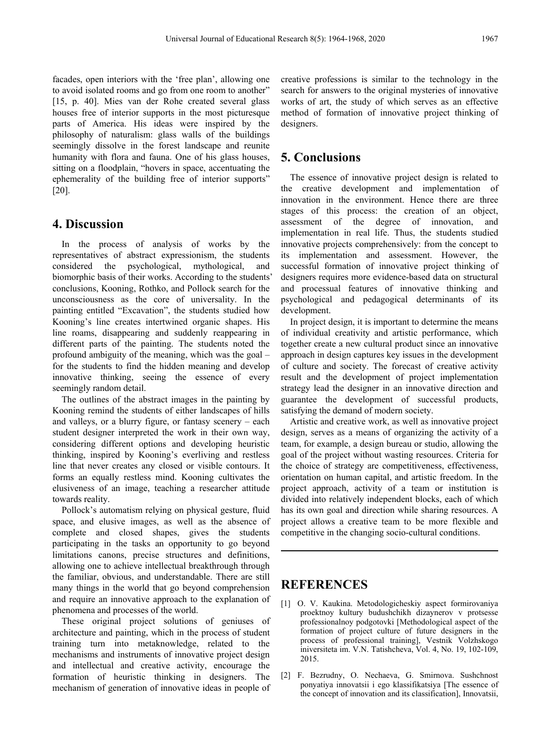facades, open interiors with the 'free plan', allowing one to avoid isolated rooms and go from one room to another" [15, p. 40]. Mies van der Rohe created several glass houses free of interior supports in the most picturesque parts of America. His ideas were inspired by the philosophy of naturalism: glass walls of the buildings seemingly dissolve in the forest landscape and reunite humanity with flora and fauna. One of his glass houses, sitting on a floodplain, "hovers in space, accentuating the ephemerality of the building free of interior supports" [20].

## 4. Discussion

In the process of analysis of works by the representatives of abstract expressionism, the students considered the psychological, mythological, and biomorphic basis of their works. According to the students' conclusions, Kooning, Rothko, and Pollock search for the unconsciousness as the core of universality. In the painting entitled "Excavation", the students studied how Kooning's line creates intertwined organic shapes. His line roams, disappearing and suddenly reappearing in different parts of the painting. The students noted the profound ambiguity of the meaning, which was the goal – for the students to find the hidden meaning and develop innovative thinking, seeing the essence of every seemingly random detail.

The outlines of the abstract images in the painting by Kooning remind the students of either landscapes of hills and valleys, or a blurry figure, or fantasy scenery – each student designer interpreted the work in their own way, considering different options and developing heuristic thinking, inspired by Kooning's everliving and restless line that never creates any closed or visible contours. It forms an equally restless mind. Kooning cultivates the elusiveness of an image, teaching a researcher attitude towards reality.

Pollock's automatism relying on physical gesture, fluid space, and elusive images, as well as the absence of complete and closed shapes, gives the students participating in the tasks an opportunity to go beyond limitations canons, precise structures and definitions, allowing one to achieve intellectual breakthrough through the familiar, obvious, and understandable. There are still many things in the world that go beyond comprehension and require an innovative approach to the explanation of phenomena and processes of the world.

These original project solutions of geniuses of architecture and painting, which in the process of student training turn into metaknowledge, related to the mechanisms and instruments of innovative project design and intellectual and creative activity, encourage the formation of heuristic thinking in designers. The mechanism of generation of innovative ideas in people of creative professions is similar to the technology in the search for answers to the original mysteries of innovative works of art, the study of which serves as an effective method of formation of innovative project thinking of designers.

## 5. Conclusions

The essence of innovative project design is related to the creative development and implementation of innovation in the environment. Hence there are three stages of this process: the creation of an object, assessment of the degree of innovation, and implementation in real life. Thus, the students studied innovative projects comprehensively: from the concept to its implementation and assessment. However, the successful formation of innovative project thinking of designers requires more evidence-based data on structural and processual features of innovative thinking and psychological and pedagogical determinants of its development.

In project design, it is important to determine the means of individual creativity and artistic performance, which together create a new cultural product since an innovative approach in design captures key issues in the development of culture and society. The forecast of creative activity result and the development of project implementation strategy lead the designer in an innovative direction and guarantee the development of successful products, satisfying the demand of modern society.

Artistic and creative work, as well as innovative project design, serves as a means of organizing the activity of a team, for example, a design bureau or studio, allowing the goal of the project without wasting resources. Criteria for the choice of strategy are competitiveness, effectiveness, orientation on human capital, and artistic freedom. In the project approach, activity of a team or institution is divided into relatively independent blocks, each of which has its own goal and direction while sharing resources. A project allows a creative team to be more flexible and competitive in the changing socio-cultural conditions.

## REFERENCES

[1] O. V. Kaukina. Metodologicheskiy aspect formirovaniya proektnoy kultury budushchikh dizaynerov v protsesse professionalnoy podgotovki [Methodological aspect of the formation of project culture of future designers in the process of professional training], Vestnik Volzhskogo iniversiteta im. V.N. Tatishcheva, Vol. 4, No. 19, 102-109, 2015.

[2] F. Bezrudny, O. Nechaeva, G. Smirnova. Sushchnost ponyatiya innovatsii i ego klassifikatsiya [The essence of the concept of innovation and its classification], Innovatsii,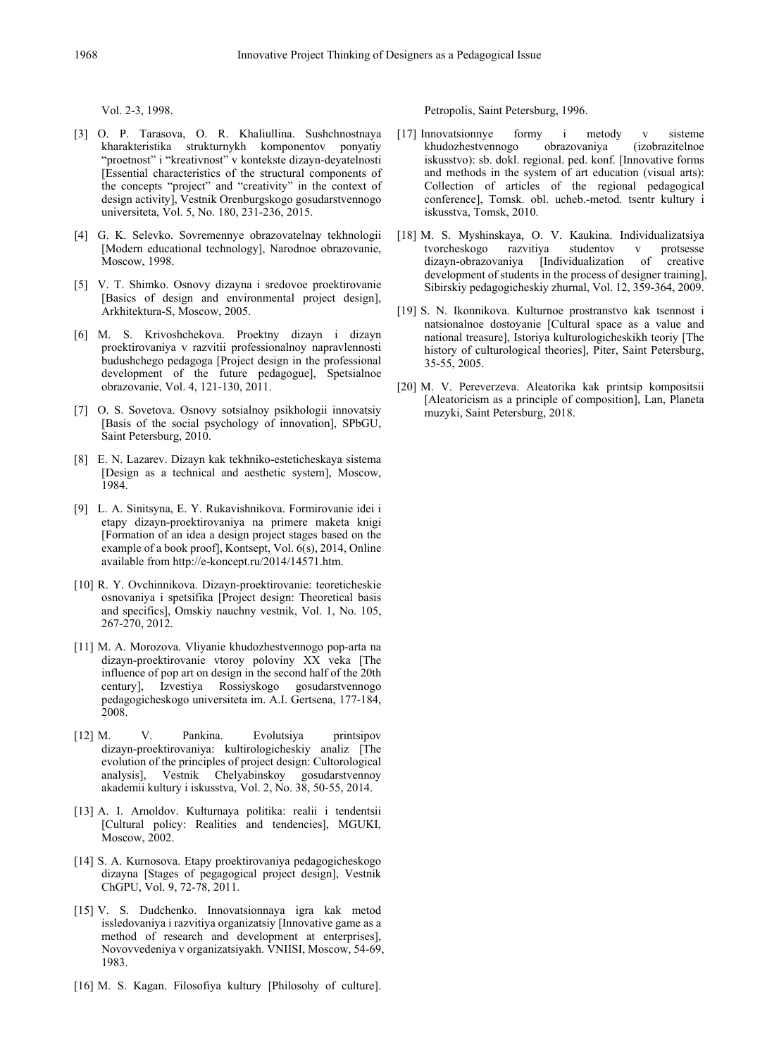Vol. 2-3, 1998.

[3] O. P. Tarasova, O. R. Khaliullina. Sushchnostnaya kharakteristika strukturnykh komponentov ponyatiy "proetnost" i "kreativnost" v kontekste dizayn-deyatelnosti [Essential characteristics of the structural components of the concepts "project" and "creativity" in the context of design activity], Vestnik Orenburgskogo gosudarstvennogo universiteta, Vol. 5, No. 180, 231-236, 2015.

[4] G. K. Selevko. Sovremennye obrazovatelnay tekhnologii [Modern educational technology], Narodnoe obrazovanie, Moscow, 1998.

[5] V. T. Shimko. Osnovy dizayna i sredovoe proektirovanie [Basics of design and environmental project design], Arkhitektura-S, Moscow, 2005.

[6] M. S. Krivoshchekova. Proektny dizayn i dizayn proektirovaniya v razvitii professionalnoy napravlennosti budushchego pedagoga [Project design in the professional development of the future pedagogue], Spetsialnoe obrazovanie, Vol. 4, 121-130, 2011.

[7] O. S. Sovetova. Osnovy sotsialnoy psikhologii innovatsiy [Basis of the social psychology of innovation], SPbGU, Saint Petersburg, 2010.

[8] E. N. Lazarev. Dizayn kak tekhniko-esteticheskaya sistema [Design as a technical and aesthetic system], Moscow, 1984.

[9] L. A. Sinitsyna, E. Y. Rukavishnikova. Formirovanie idei i etapy dizayn-proektirovaniya na primere maketa knigi [Formation of an idea a design project stages based on the example of a book proof], Kontsept, Vol. 6(s), 2014, Online available from http://e-koncept.ru/2014/14571.htm.

[10] R. Y. Ovchinnikova. Dizayn-proektirovanie: teoreticheskie osnovaniya i spetsifika [Project design: Theoretical basis and specifics], Omskiy nauchny vestnik, Vol. 1, No. 105, 267-270, 2012.

[11] M. A. Morozova. Vliyanie khudozhestvennogo pop-arta na dizayn-proektirovanie vtoroy poloviny XX veka [The influence of pop art on design in the second half of the 20th century], Izvestiya Rossiyskogo gosudarstvennogo pedagogicheskogo universiteta im. A.I. Gertsena, 177-184, 2008.

[12] M. V. Pankina. Evolutsiya printsipov dizayn-proektirovaniya: kultirologicheskiy analiz [The evolution of the principles of project design: Cultorological analysis], Vestnik Chelyabinskoy gosudarstvennoy akademii kultury i iskusstva, Vol. 2, No. 38, 50-55, 2014.

[13] A. I. Arnoldov. Kulturnaya politika: realii i tendentsii [Cultural policy: Realities and tendencies], MGUKI, Moscow, 2002.

[14] S. A. Kurnosova. Etapy proektirovaniya pedagogicheskogo dizayna [Stages of pegagogical project design], Vestnik ChGPU, Vol. 9, 72-78, 2011.

[15] V. S. Dudchenko. Innovatsionnaya igra kak metod issledovaniya i razvitiya organizatsiy [Innovative game as a method of research and development at enterprises], Novovvedeniya v organizatsiyakh. VNIISI, Moscow, 54-69, 1983.

[16] M. S. Kagan. Filosofiya kultury [Philosohy of culture]. Petropolis, Saint Petersburg, 1996.

[17] Innovatsionnye formy i metody v sisteme khudozhestvennogo obrazovaniya (izobrazitelnoe iskusstvo): sb. dokl. regional. ped. konf. [Innovative forms and methods in the system of art education (visual arts): Collection of articles of the regional pedagogical conference], Tomsk. obl. ucheb.-metod. tsentr kultury i iskusstva, Tomsk, 2010.

[18] M. S. Myshinskaya, O. V. Kaukina. Individualizatsiya tvorcheskogo razvitiya studentov v protsesse dizayn-obrazovaniya [Individualization of creative development of students in the process of designer training], Sibirskiy pedagogicheskiy zhurnal, Vol. 12, 359-364, 2009.

[19] S. N. Ikonnikova. Kulturnoe prostranstvo kak tsennost i natsionalnoe dostoyanie [Cultural space as a value and national treasure], Istoriya kulturologicheskikh teoriy [The history of culturological theories], Piter, Saint Petersburg, 35-55, 2005.

[20] M. V. Pereverzeva. Aleatorika kak printsip kompositsii [Aleatoricism as a principle of composition], Lan, Planeta muzyki, Saint Petersburg, 2018.